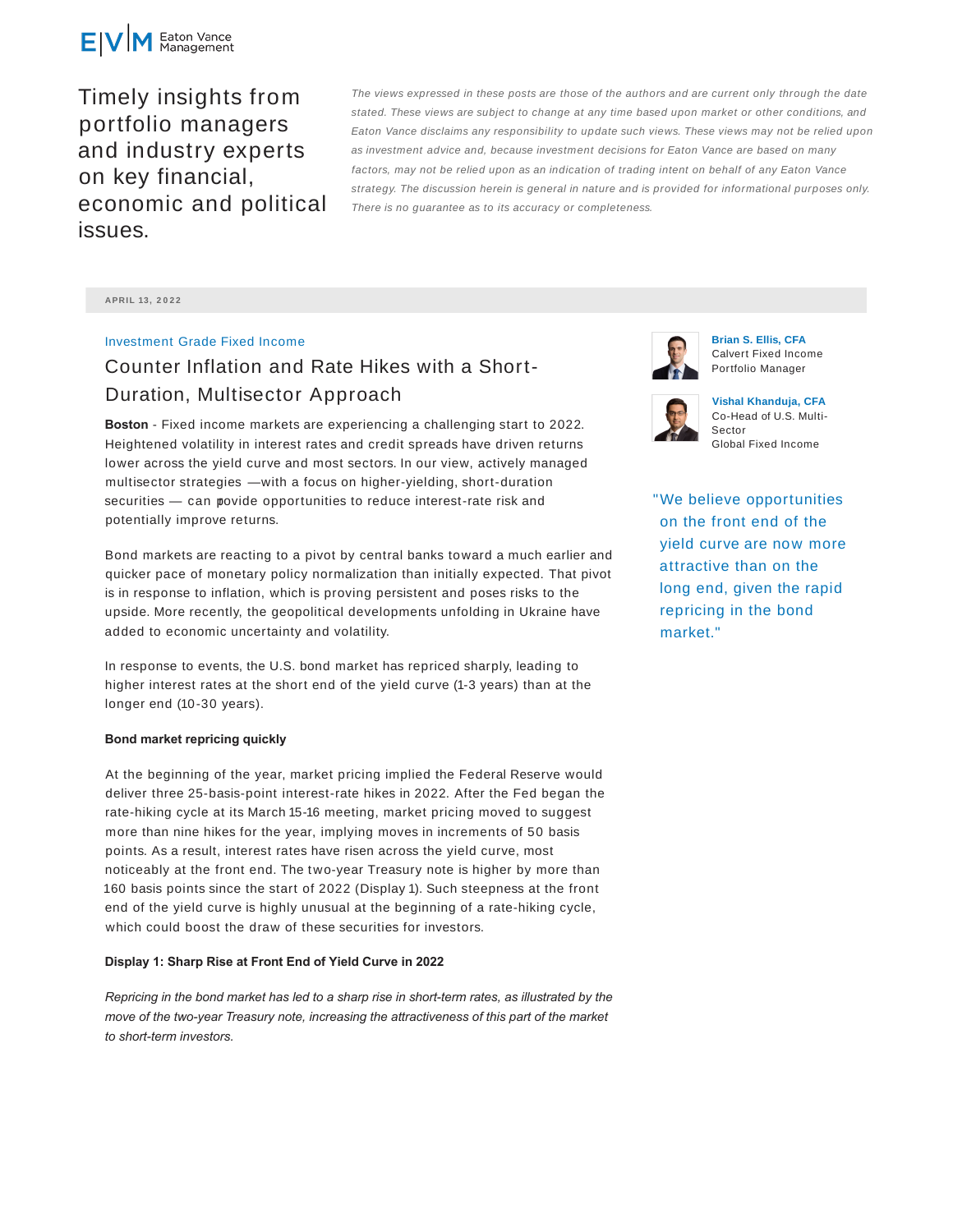Eaton Vance Management

Timely insights from portfolio managers and industry experts on key financial, economic and political issues.

*The views expressed in these posts are those of the authors and are current only through the date stated. These views are subject to change at any time based upon market or other conditions, and Eaton Vance disclaims any responsibility to update such views. These views may not be relied upon as investment advice and, because investment decisions for Eaton Vance are based on many factors, may not be relied upon as an indication of trading intent on behalf of any Eaton Vance strategy. The discussion herein is general in nature and is provided for informational purposes only. There is no guarantee as to its accuracy or completeness.*

APRIL 13, 2022

Investment Grade Fixed Income

# Counter Inflation and Rate Hikes with a Short-Duration, Multisector Approach

**Brian S. Ellis, CFA**
Calvert Fixed Income Portfolio Manager

**Vishal Khanduja, CFA**
Co-Head of U.S. Multi-Sector Global Fixed Income

**Boston** - Fixed income markets are experiencing a challenging start to 2022. Heightened volatility in interest rates and credit spreads have driven returns lower across the yield curve and most sectors. In our view, actively managed multisector strategies —with a focus on higher-yielding, short-duration securities — can provide opportunities to reduce interest-rate risk and potentially improve returns.

Bond markets are reacting to a pivot by central banks toward a much earlier and quicker pace of monetary policy normalization than initially expected. That pivot is in response to inflation, which is proving persistent and poses risks to the upside. More recently, the geopolitical developments unfolding in Ukraine have added to economic uncertainty and volatility.

In response to events, the U.S. bond market has repriced sharply, leading to higher interest rates at the short end of the yield curve (1-3 years) than at the longer end (10-30 years).

"We believe opportunities on the front end of the yield curve are now more attractive than on the long end, given the rapid repricing in the bond market."

**Bond market repricing quickly**

At the beginning of the year, market pricing implied the Federal Reserve would deliver three 25-basis-point interest-rate hikes in 2022. After the Fed began the rate-hiking cycle at its March 15-16 meeting, market pricing moved to suggest more than nine hikes for the year, implying moves in increments of 50 basis points. As a result, interest rates have risen across the yield curve, most noticeably at the front end. The two-year Treasury note is higher by more than 160 basis points since the start of 2022 (Display 1). Such steepness at the front end of the yield curve is highly unusual at the beginning of a rate-hiking cycle, which could boost the draw of these securities for investors.

**Display 1: Sharp Rise at Front End of Yield Curve in 2022**

*Repricing in the bond market has led to a sharp rise in short-term rates, as illustrated by the move of the two-year Treasury note, increasing the attractiveness of this part of the market to short-term investors.*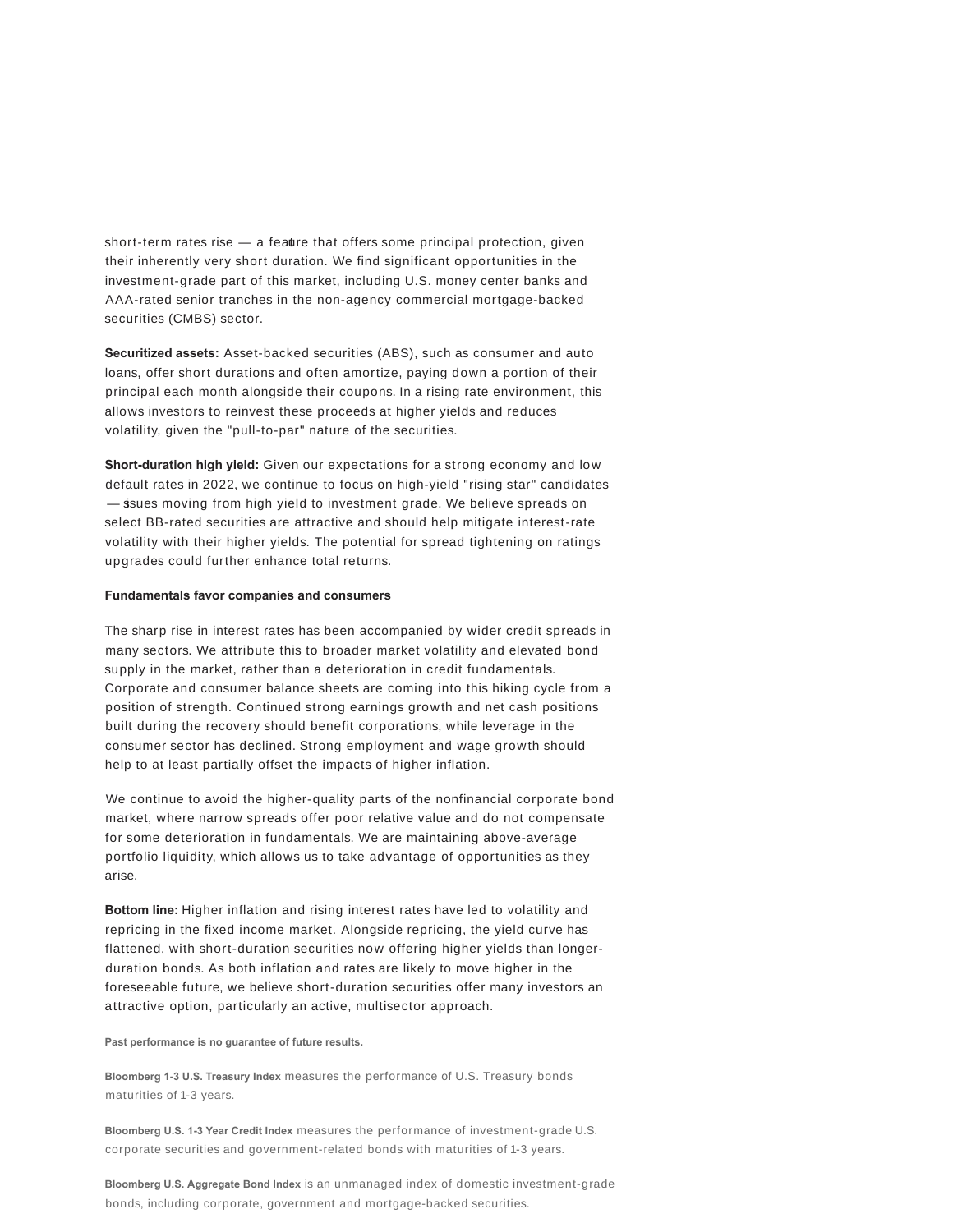short-term rates rise — a feature that offers some principal protection, given their inherently very short duration. We find significant opportunities in the investment-grade part of this market, including U.S. money center banks and AAA-rated senior tranches in the non-agency commercial mortgage-backed securities (CMBS) sector.

**Securitized assets:** Asset-backed securities (ABS), such as consumer and auto loans, offer short durations and often amortize, paying down a portion of their principal each month alongside their coupons. In a rising rate environment, this allows investors to reinvest these proceeds at higher yields and reduces volatility, given the "pull-to-par" nature of the securities.

**Short-duration high yield:** Given our expectations for a strong economy and low default rates in 2022, we continue to focus on high-yield "rising star" candidates — issues moving from high yield to investment grade. We believe spreads on select BB-rated securities are attractive and should help mitigate interest-rate volatility with their higher yields. The potential for spread tightening on ratings upgrades could further enhance total returns.

**Fundamentals favor companies and consumers**

The sharp rise in interest rates has been accompanied by wider credit spreads in many sectors. We attribute this to broader market volatility and elevated bond supply in the market, rather than a deterioration in credit fundamentals. Corporate and consumer balance sheets are coming into this hiking cycle from a position of strength. Continued strong earnings growth and net cash positions built during the recovery should benefit corporations, while leverage in the consumer sector has declined. Strong employment and wage growth should help to at least partially offset the impacts of higher inflation.

We continue to avoid the higher-quality parts of the nonfinancial corporate bond market, where narrow spreads offer poor relative value and do not compensate for some deterioration in fundamentals. We are maintaining above-average portfolio liquidity, which allows us to take advantage of opportunities as they arise.

**Bottom line:** Higher inflation and rising interest rates have led to volatility and repricing in the fixed income market. Alongside repricing, the yield curve has flattened, with short-duration securities now offering higher yields than longer-duration bonds. As both inflation and rates are likely to move higher in the foreseeable future, we believe short-duration securities offer many investors an attractive option, particularly an active, multisector approach.

**Past performance is no guarantee of future results.**

**Bloomberg 1-3 U.S. Treasury Index** measures the performance of U.S. Treasury bonds maturities of 1-3 years.

**Bloomberg U.S. 1-3 Year Credit Index** measures the performance of investment-grade U.S. corporate securities and government-related bonds with maturities of 1-3 years.

**Bloomberg U.S. Aggregate Bond Index** is an unmanaged index of domestic investment-grade bonds, including corporate, government and mortgage-backed securities.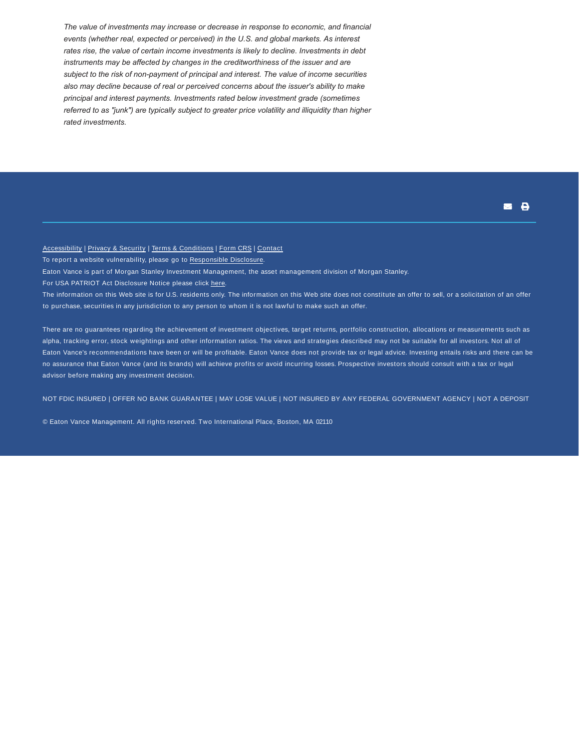*The value of investments may increase or decrease in response to economic, and financial events (whether real, expected or perceived) in the U.S. and global markets. As interest rates rise, the value of certain income investments is likely to decline. Investments in debt instruments may be affected by changes in the creditworthiness of the issuer and are subject to the risk of non-payment of principal and interest. The value of income securities also may decline because of real or perceived concerns about the issuer's ability to make principal and interest payments. Investments rated below investment grade (sometimes referred to as "junk") are typically subject to greater price volatility and illiquidity than higher rated investments.*

Accessibility | Privacy & Security | Terms & Conditions | Form CRS | Contact

To report a website vulnerability, please go to Responsible Disclosure.

Eaton Vance is part of Morgan Stanley Investment Management, the asset management division of Morgan Stanley.

For USA PATRIOT Act Disclosure Notice please click here.

The information on this Web site is for U.S. residents only. The information on this Web site does not constitute an offer to sell, or a solicitation of an offer to purchase, securities in any jurisdiction to any person to whom it is not lawful to make such an offer.

There are no guarantees regarding the achievement of investment objectives, target returns, portfolio construction, allocations or measurements such as alpha, tracking error, stock weightings and other information ratios. The views and strategies described may not be suitable for all investors. Not all of Eaton Vance's recommendations have been or will be profitable. Eaton Vance does not provide tax or legal advice. Investing entails risks and there can be no assurance that Eaton Vance (and its brands) will achieve profits or avoid incurring losses. Prospective investors should consult with a tax or legal advisor before making any investment decision.

NOT FDIC INSURED | OFFER NO BANK GUARANTEE | MAY LOSE VALUE | NOT INSURED BY ANY FEDERAL GOVERNMENT AGENCY | NOT A DEPOSIT

© Eaton Vance Management. All rights reserved. Two International Place, Boston, MA 02110